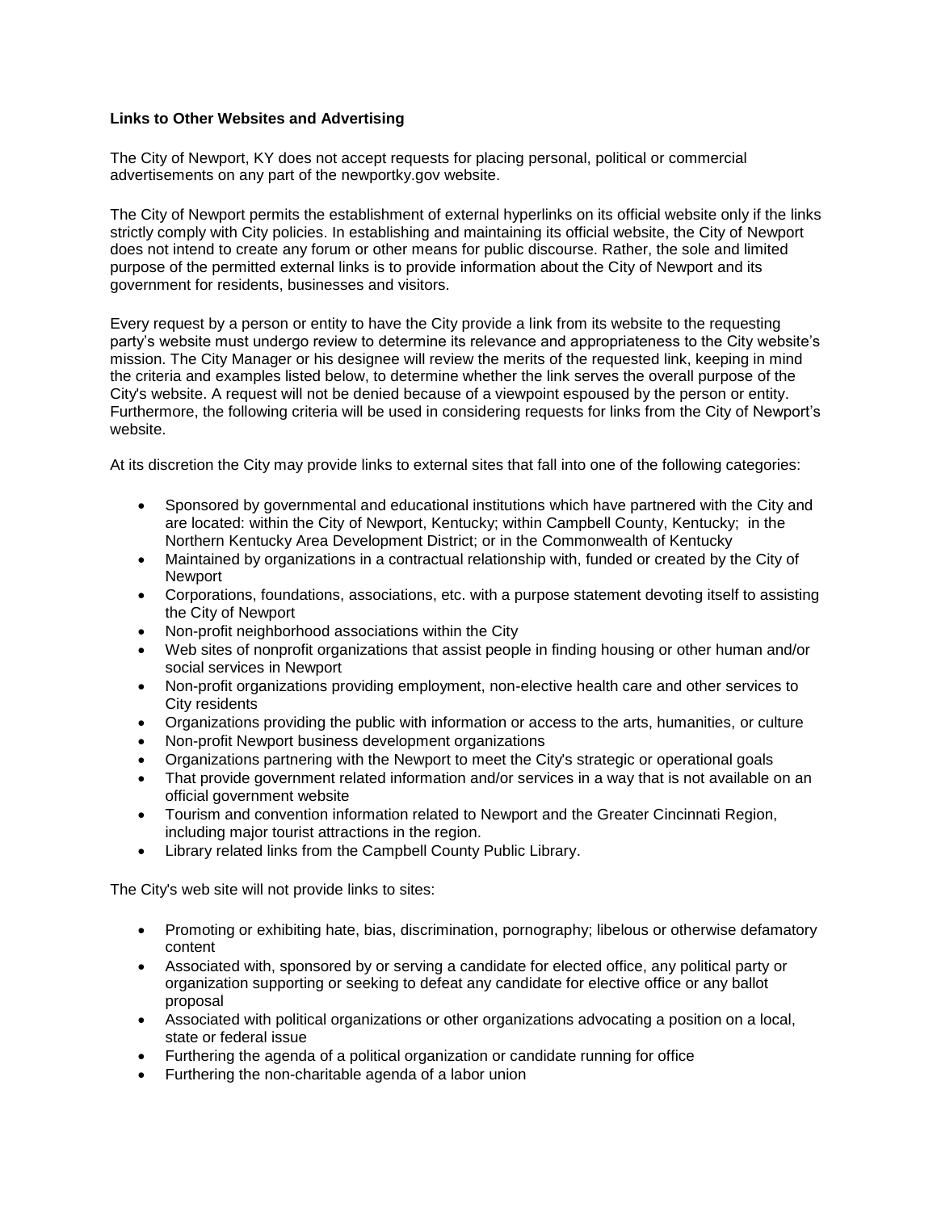**Links to Other Websites and Advertising**

The City of Newport, KY does not accept requests for placing personal, political or commercial advertisements on any part of the newportky.gov website.

The City of Newport permits the establishment of external hyperlinks on its official website only if the links strictly comply with City policies. In establishing and maintaining its official website, the City of Newport does not intend to create any forum or other means for public discourse. Rather, the sole and limited purpose of the permitted external links is to provide information about the City of Newport and its government for residents, businesses and visitors.

Every request by a person or entity to have the City provide a link from its website to the requesting party's website must undergo review to determine its relevance and appropriateness to the City website's mission. The City Manager or his designee will review the merits of the requested link, keeping in mind the criteria and examples listed below, to determine whether the link serves the overall purpose of the City's website. A request will not be denied because of a viewpoint espoused by the person or entity. Furthermore, the following criteria will be used in considering requests for links from the City of Newport's website.

At its discretion the City may provide links to external sites that fall into one of the following categories:

- Sponsored by governmental and educational institutions which have partnered with the City and are located: within the City of Newport, Kentucky; within Campbell County, Kentucky; in the Northern Kentucky Area Development District; or in the Commonwealth of Kentucky
- Maintained by organizations in a contractual relationship with, funded or created by the City of Newport
- Corporations, foundations, associations, etc. with a purpose statement devoting itself to assisting the City of Newport
- Non-profit neighborhood associations within the City
- Web sites of nonprofit organizations that assist people in finding housing or other human and/or social services in Newport
- Non-profit organizations providing employment, non-elective health care and other services to City residents
- Organizations providing the public with information or access to the arts, humanities, or culture
- Non-profit Newport business development organizations
- Organizations partnering with the Newport to meet the City's strategic or operational goals
- That provide government related information and/or services in a way that is not available on an official government website
- Tourism and convention information related to Newport and the Greater Cincinnati Region, including major tourist attractions in the region.
- Library related links from the Campbell County Public Library.

The City's web site will not provide links to sites:

- Promoting or exhibiting hate, bias, discrimination, pornography; libelous or otherwise defamatory content
- Associated with, sponsored by or serving a candidate for elected office, any political party or organization supporting or seeking to defeat any candidate for elective office or any ballot proposal
- Associated with political organizations or other organizations advocating a position on a local, state or federal issue
- Furthering the agenda of a political organization or candidate running for office
- Furthering the non-charitable agenda of a labor union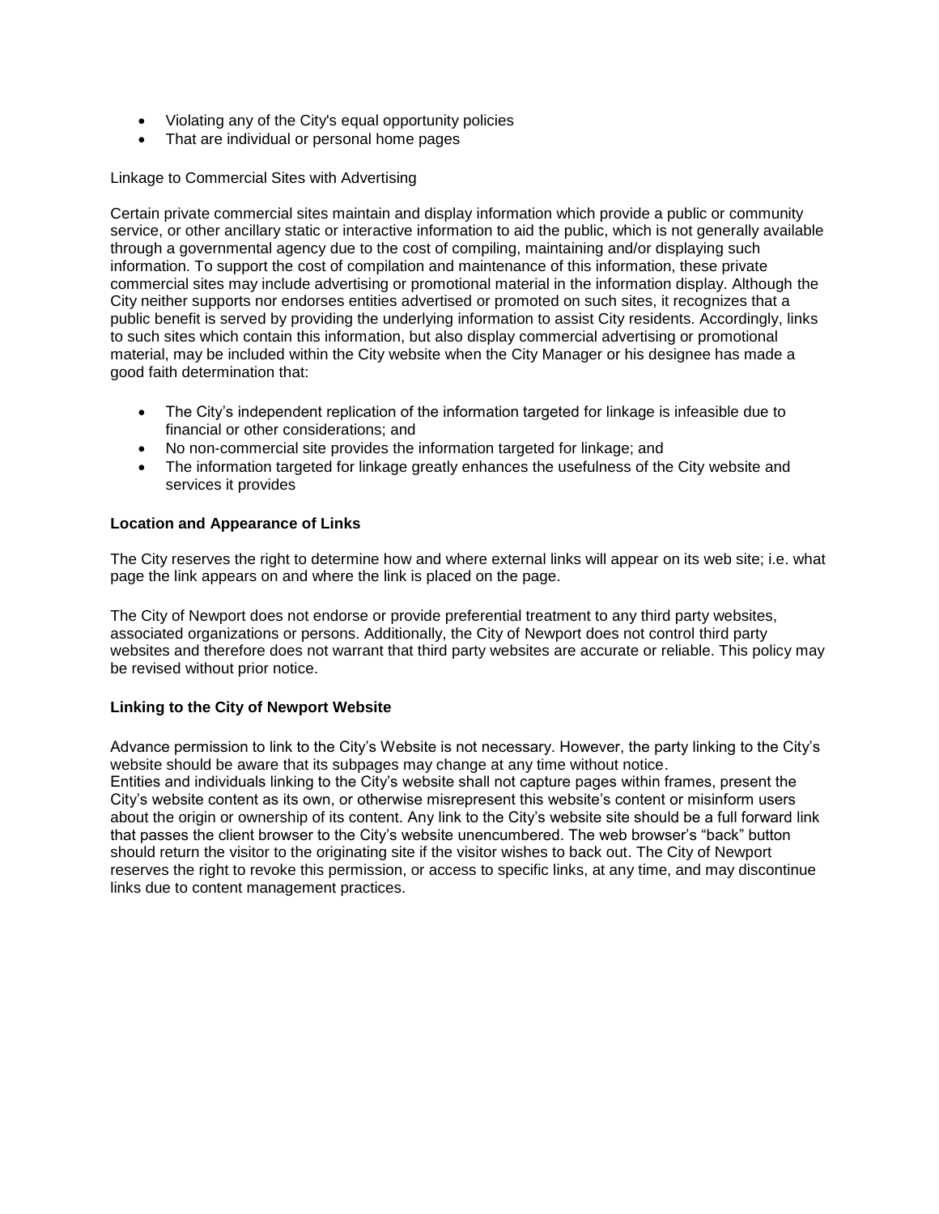- Violating any of the City's equal opportunity policies
- That are individual or personal home pages

Linkage to Commercial Sites with Advertising

Certain private commercial sites maintain and display information which provide a public or community service, or other ancillary static or interactive information to aid the public, which is not generally available through a governmental agency due to the cost of compiling, maintaining and/or displaying such information. To support the cost of compilation and maintenance of this information, these private commercial sites may include advertising or promotional material in the information display. Although the City neither supports nor endorses entities advertised or promoted on such sites, it recognizes that a public benefit is served by providing the underlying information to assist City residents. Accordingly, links to such sites which contain this information, but also display commercial advertising or promotional material, may be included within the City website when the City Manager or his designee has made a good faith determination that:

- The City's independent replication of the information targeted for linkage is infeasible due to financial or other considerations; and
- No non-commercial site provides the information targeted for linkage; and
- The information targeted for linkage greatly enhances the usefulness of the City website and services it provides

**Location and Appearance of Links**

The City reserves the right to determine how and where external links will appear on its web site; i.e. what page the link appears on and where the link is placed on the page.

The City of Newport does not endorse or provide preferential treatment to any third party websites, associated organizations or persons. Additionally, the City of Newport does not control third party websites and therefore does not warrant that third party websites are accurate or reliable. This policy may be revised without prior notice.

**Linking to the City of Newport Website**

Advance permission to link to the City's Website is not necessary. However, the party linking to the City's website should be aware that its subpages may change at any time without notice.
Entities and individuals linking to the City's website shall not capture pages within frames, present the City's website content as its own, or otherwise misrepresent this website's content or misinform users about the origin or ownership of its content. Any link to the City's website site should be a full forward link that passes the client browser to the City's website unencumbered. The web browser's "back" button should return the visitor to the originating site if the visitor wishes to back out. The City of Newport reserves the right to revoke this permission, or access to specific links, at any time, and may discontinue links due to content management practices.